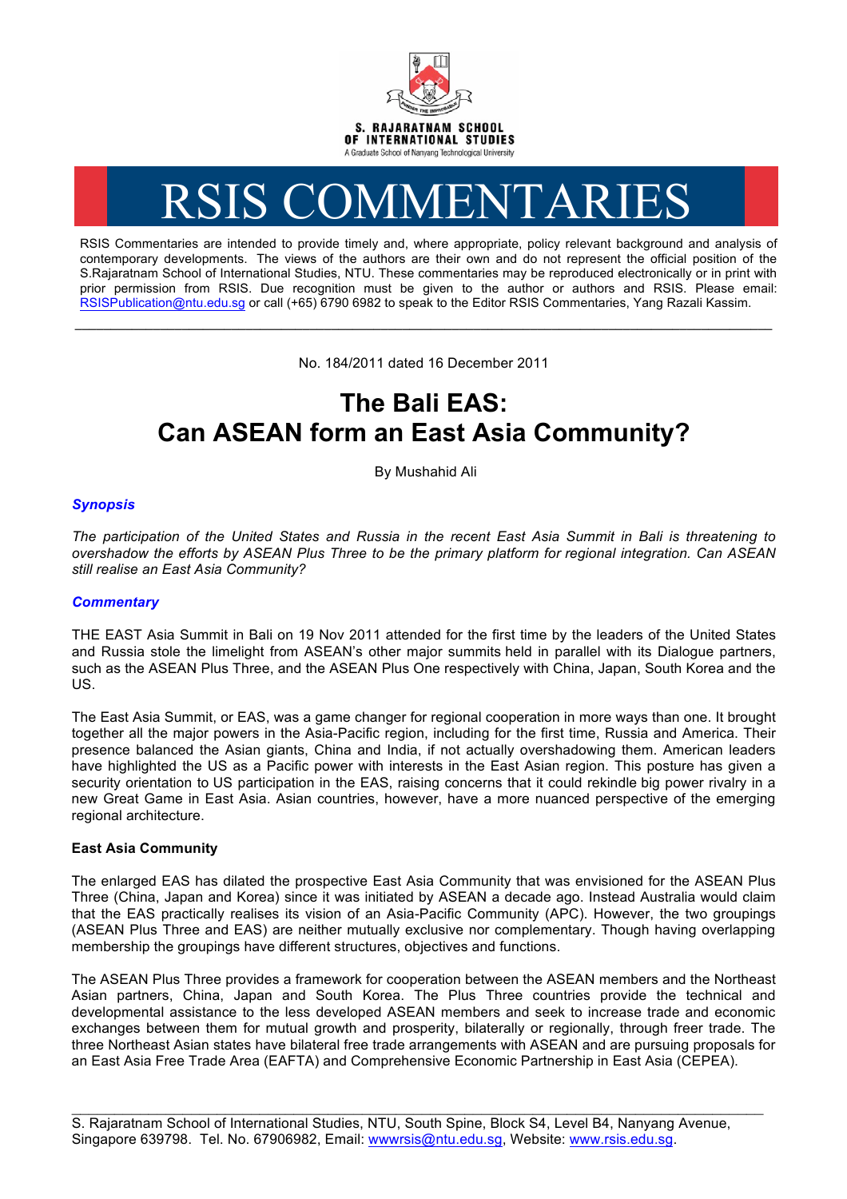S. RAJARATNAM SCHOOL OF INTERNATIONAL STUDIES
A Graduate School of Nanyang Technological University

# RSIS COMMENTARIES

RSIS Commentaries are intended to provide timely and, where appropriate, policy relevant background and analysis of contemporary developments. The views of the authors are their own and do not represent the official position of the S.Rajaratnam School of International Studies, NTU. These commentaries may be reproduced electronically or in print with prior permission from RSIS. Due recognition must be given to the author or authors and RSIS. Please email: RSISPublication@ntu.edu.sg or call (+65) 6790 6982 to speak to the Editor RSIS Commentaries, Yang Razali Kassim.

---

No. 184/2011 dated 16 December 2011

# The Bali EAS: Can ASEAN form an East Asia Community?

By Mushahid Ali

### *Synopsis*

*The participation of the United States and Russia in the recent East Asia Summit in Bali is threatening to overshadow the efforts by ASEAN Plus Three to be the primary platform for regional integration. Can ASEAN still realise an East Asia Community?*

### *Commentary*

THE EAST Asia Summit in Bali on 19 Nov 2011 attended for the first time by the leaders of the United States and Russia stole the limelight from ASEAN's other major summits held in parallel with its Dialogue partners, such as the ASEAN Plus Three, and the ASEAN Plus One respectively with China, Japan, South Korea and the US.

The East Asia Summit, or EAS, was a game changer for regional cooperation in more ways than one. It brought together all the major powers in the Asia-Pacific region, including for the first time, Russia and America. Their presence balanced the Asian giants, China and India, if not actually overshadowing them. American leaders have highlighted the US as a Pacific power with interests in the East Asian region. This posture has given a security orientation to US participation in the EAS, raising concerns that it could rekindle big power rivalry in a new Great Game in East Asia. Asian countries, however, have a more nuanced perspective of the emerging regional architecture.

**East Asia Community**

The enlarged EAS has dilated the prospective East Asia Community that was envisioned for the ASEAN Plus Three (China, Japan and Korea) since it was initiated by ASEAN a decade ago. Instead Australia would claim that the EAS practically realises its vision of an Asia-Pacific Community (APC). However, the two groupings (ASEAN Plus Three and EAS) are neither mutually exclusive nor complementary. Though having overlapping membership the groupings have different structures, objectives and functions.

The ASEAN Plus Three provides a framework for cooperation between the ASEAN members and the Northeast Asian partners, China, Japan and South Korea. The Plus Three countries provide the technical and developmental assistance to the less developed ASEAN members and seek to increase trade and economic exchanges between them for mutual growth and prosperity, bilaterally or regionally, through freer trade. The three Northeast Asian states have bilateral free trade arrangements with ASEAN and are pursuing proposals for an East Asia Free Trade Area (EAFTA) and Comprehensive Economic Partnership in East Asia (CEPEA).

---

S. Rajaratnam School of International Studies, NTU, South Spine, Block S4, Level B4, Nanyang Avenue, Singapore 639798. Tel. No. 67906982, Email: wwwrsis@ntu.edu.sg, Website: www.rsis.edu.sg.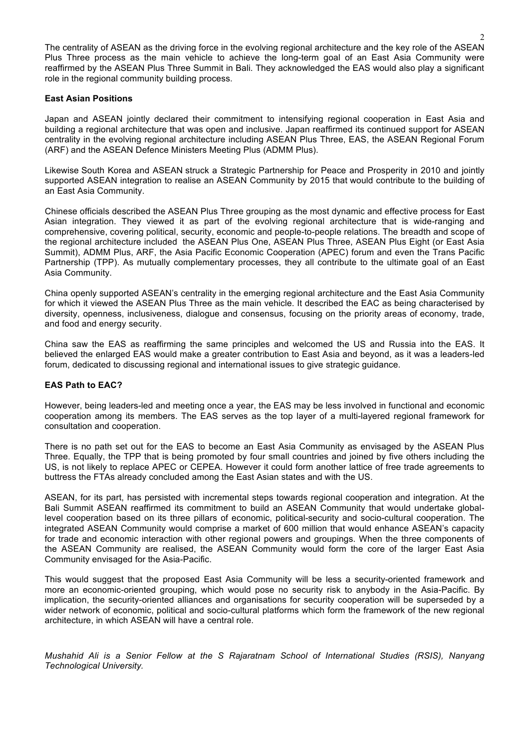The centrality of ASEAN as the driving force in the evolving regional architecture and the key role of the ASEAN Plus Three process as the main vehicle to achieve the long-term goal of an East Asia Community were reaffirmed by the ASEAN Plus Three Summit in Bali. They acknowledged the EAS would also play a significant role in the regional community building process.

**East Asian Positions**

Japan and ASEAN jointly declared their commitment to intensifying regional cooperation in East Asia and building a regional architecture that was open and inclusive. Japan reaffirmed its continued support for ASEAN centrality in the evolving regional architecture including ASEAN Plus Three, EAS, the ASEAN Regional Forum (ARF) and the ASEAN Defence Ministers Meeting Plus (ADMM Plus).

Likewise South Korea and ASEAN struck a Strategic Partnership for Peace and Prosperity in 2010 and jointly supported ASEAN integration to realise an ASEAN Community by 2015 that would contribute to the building of an East Asia Community.

Chinese officials described the ASEAN Plus Three grouping as the most dynamic and effective process for East Asian integration. They viewed it as part of the evolving regional architecture that is wide-ranging and comprehensive, covering political, security, economic and people-to-people relations. The breadth and scope of the regional architecture included the ASEAN Plus One, ASEAN Plus Three, ASEAN Plus Eight (or East Asia Summit), ADMM Plus, ARF, the Asia Pacific Economic Cooperation (APEC) forum and even the Trans Pacific Partnership (TPP). As mutually complementary processes, they all contribute to the ultimate goal of an East Asia Community.

China openly supported ASEAN's centrality in the emerging regional architecture and the East Asia Community for which it viewed the ASEAN Plus Three as the main vehicle. It described the EAC as being characterised by diversity, openness, inclusiveness, dialogue and consensus, focusing on the priority areas of economy, trade, and food and energy security.

China saw the EAS as reaffirming the same principles and welcomed the US and Russia into the EAS. It believed the enlarged EAS would make a greater contribution to East Asia and beyond, as it was a leaders-led forum, dedicated to discussing regional and international issues to give strategic guidance.

**EAS Path to EAC?**

However, being leaders-led and meeting once a year, the EAS may be less involved in functional and economic cooperation among its members. The EAS serves as the top layer of a multi-layered regional framework for consultation and cooperation.

There is no path set out for the EAS to become an East Asia Community as envisaged by the ASEAN Plus Three. Equally, the TPP that is being promoted by four small countries and joined by five others including the US, is not likely to replace APEC or CEPEA. However it could form another lattice of free trade agreements to buttress the FTAs already concluded among the East Asian states and with the US.

ASEAN, for its part, has persisted with incremental steps towards regional cooperation and integration. At the Bali Summit ASEAN reaffirmed its commitment to build an ASEAN Community that would undertake global-level cooperation based on its three pillars of economic, political-security and socio-cultural cooperation. The integrated ASEAN Community would comprise a market of 600 million that would enhance ASEAN's capacity for trade and economic interaction with other regional powers and groupings. When the three components of the ASEAN Community are realised, the ASEAN Community would form the core of the larger East Asia Community envisaged for the Asia-Pacific.

This would suggest that the proposed East Asia Community will be less a security-oriented framework and more an economic-oriented grouping, which would pose no security risk to anybody in the Asia-Pacific. By implication, the security-oriented alliances and organisations for security cooperation will be superseded by a wider network of economic, political and socio-cultural platforms which form the framework of the new regional architecture, in which ASEAN will have a central role.

*Mushahid Ali is a Senior Fellow at the S Rajaratnam School of International Studies (RSIS), Nanyang Technological University.*